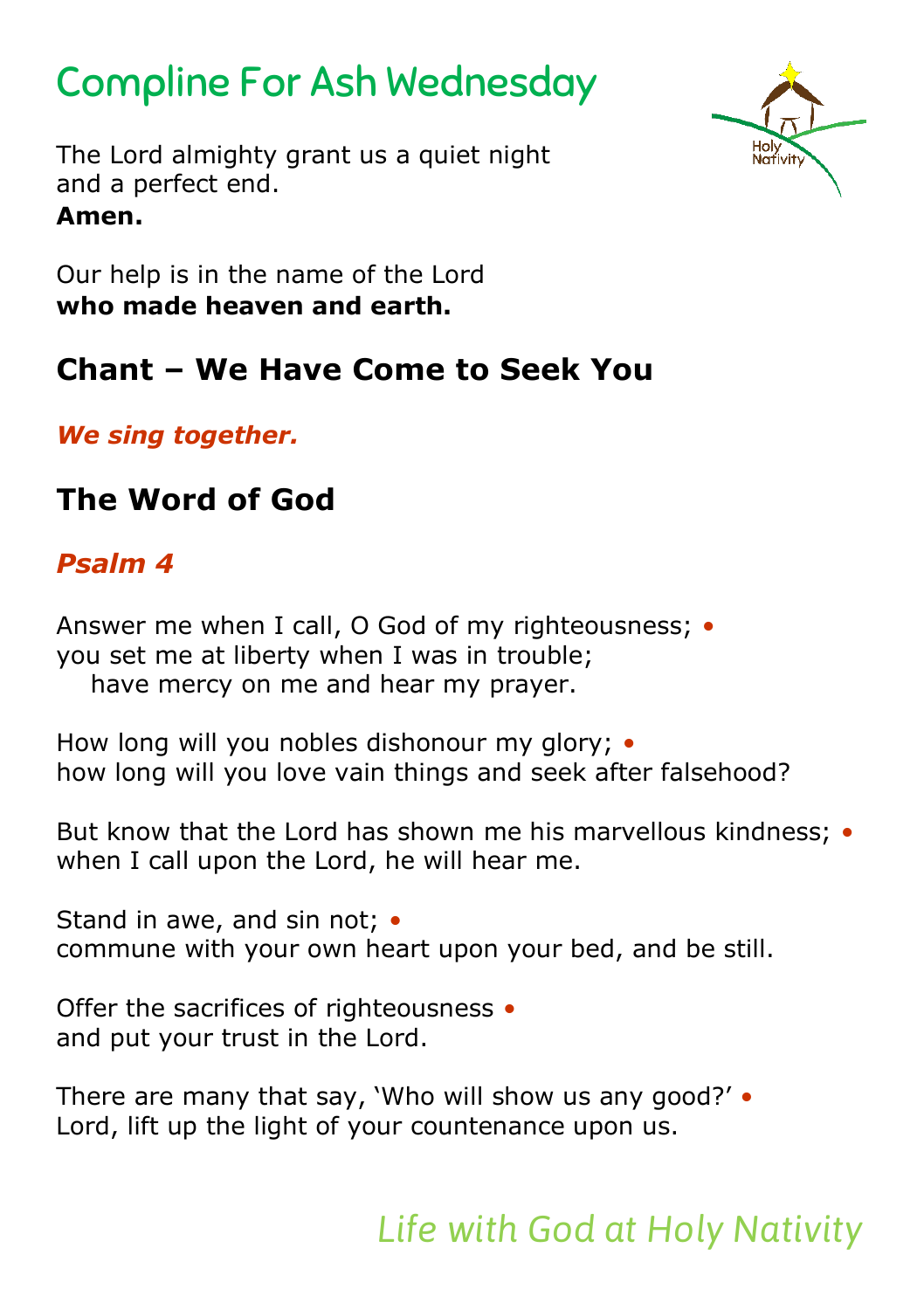# Compline For Ash Wednesday

The Lord almighty grant us a quiet night
and a perfect end.
**Amen.**

Our help is in the name of the Lord
**who made heaven and earth.**

## Chant – We Have Come to Seek You

***We sing together.***

## The Word of God

### *Psalm 4*

Answer me when I call, O God of my righteousness; •
you set me at liberty when I was in trouble;
have mercy on me and hear my prayer.

How long will you nobles dishonour my glory; •
how long will you love vain things and seek after falsehood?

But know that the Lord has shown me his marvellous kindness; •
when I call upon the Lord, he will hear me.

Stand in awe, and sin not; •
commune with your own heart upon your bed, and be still.

Offer the sacrifices of righteousness •
and put your trust in the Lord.

There are many that say, 'Who will show us any good?' •
Lord, lift up the light of your countenance upon us.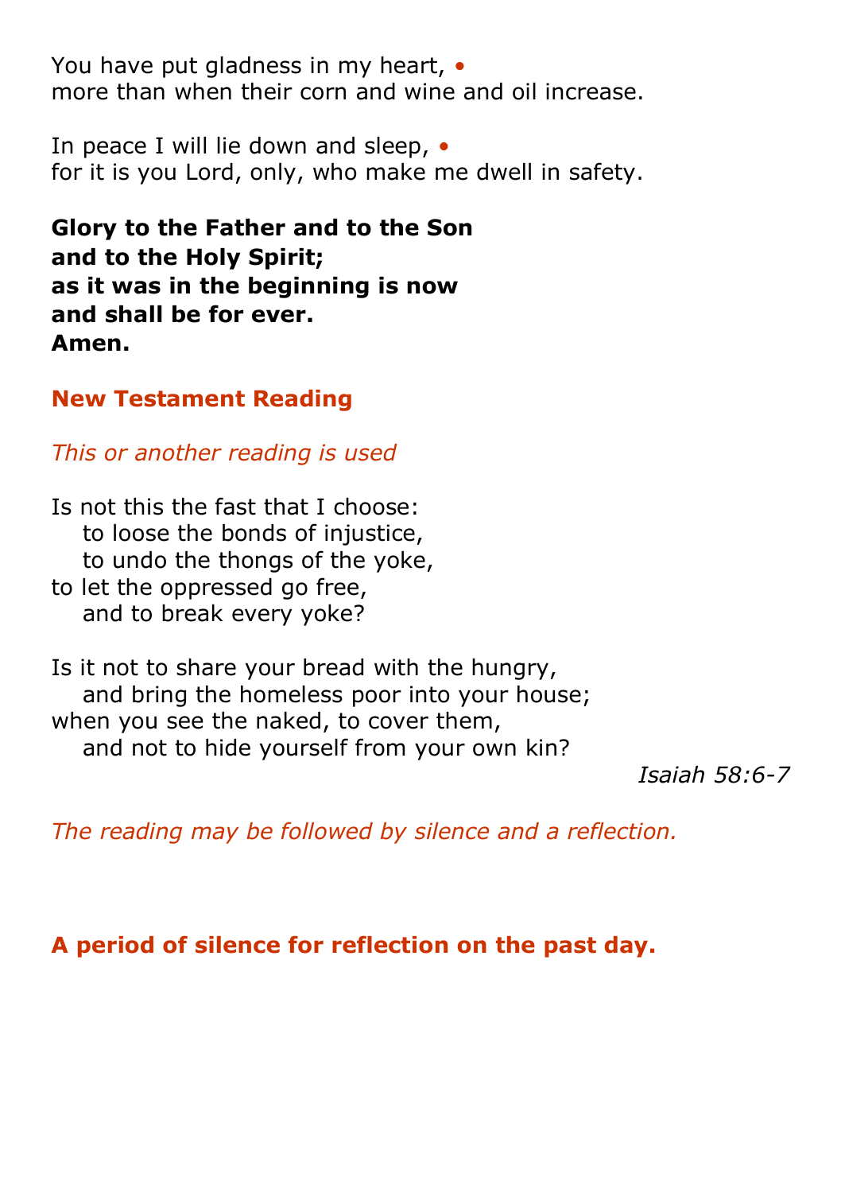You have put gladness in my heart, •
more than when their corn and wine and oil increase.

In peace I will lie down and sleep, •
for it is you Lord, only, who make me dwell in safety.

**Glory to the Father and to the Son**
**and to the Holy Spirit;**
**as it was in the beginning is now**
**and shall be for ever.**
**Amen.**

## New Testament Reading

*This or another reading is used*

Is not this the fast that I choose:
  to loose the bonds of injustice,
  to undo the thongs of the yoke,
to let the oppressed go free,
  and to break every yoke?

Is it not to share your bread with the hungry,
  and bring the homeless poor into your house;
when you see the naked, to cover them,
  and not to hide yourself from your own kin?

*Isaiah 58:6-7*

*The reading may be followed by silence and a reflection.*

**A period of silence for reflection on the past day.**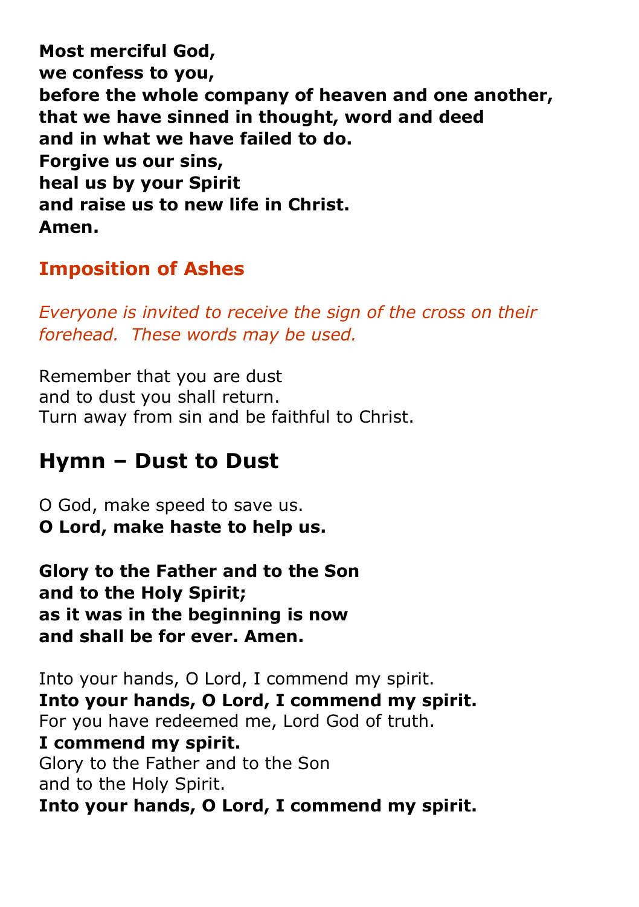**Most merciful God,**
**we confess to you,**
**before the whole company of heaven and one another,**
**that we have sinned in thought, word and deed**
**and in what we have failed to do.**
**Forgive us our sins,**
**heal us by your Spirit**
**and raise us to new life in Christ.**
**Amen.**

## Imposition of Ashes

*Everyone is invited to receive the sign of the cross on their forehead. These words may be used.*

Remember that you are dust
and to dust you shall return.
Turn away from sin and be faithful to Christ.

## Hymn – Dust to Dust

O God, make speed to save us.
**O Lord, make haste to help us.**

**Glory to the Father and to the Son**
**and to the Holy Spirit;**
**as it was in the beginning is now**
**and shall be for ever. Amen.**

Into your hands, O Lord, I commend my spirit.
**Into your hands, O Lord, I commend my spirit.**
For you have redeemed me, Lord God of truth.
**I commend my spirit.**
Glory to the Father and to the Son
and to the Holy Spirit.
**Into your hands, O Lord, I commend my spirit.**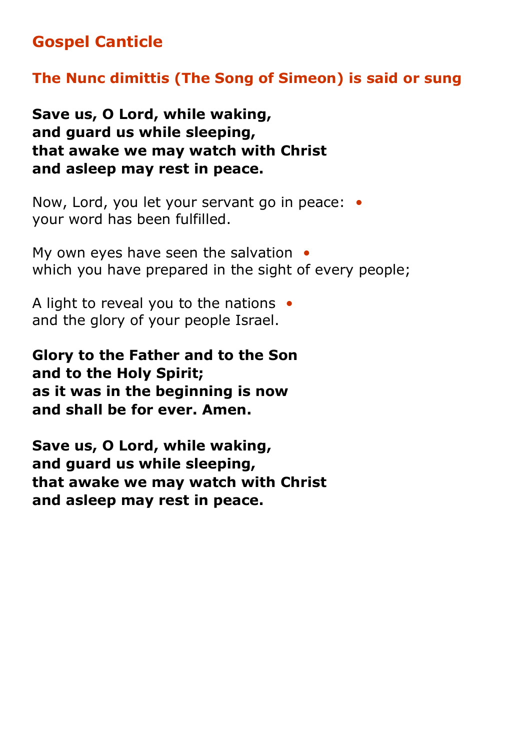## Gospel Canticle

### The Nunc dimittis (The Song of Simeon) is said or sung

**Save us, O Lord, while waking,**
**and guard us while sleeping,**
**that awake we may watch with Christ**
**and asleep may rest in peace.**

Now, Lord, you let your servant go in peace: •
your word has been fulfilled.

My own eyes have seen the salvation •
which you have prepared in the sight of every people;

A light to reveal you to the nations •
and the glory of your people Israel.

**Glory to the Father and to the Son**
**and to the Holy Spirit;**
**as it was in the beginning is now**
**and shall be for ever. Amen.**

**Save us, O Lord, while waking,**
**and guard us while sleeping,**
**that awake we may watch with Christ**
**and asleep may rest in peace.**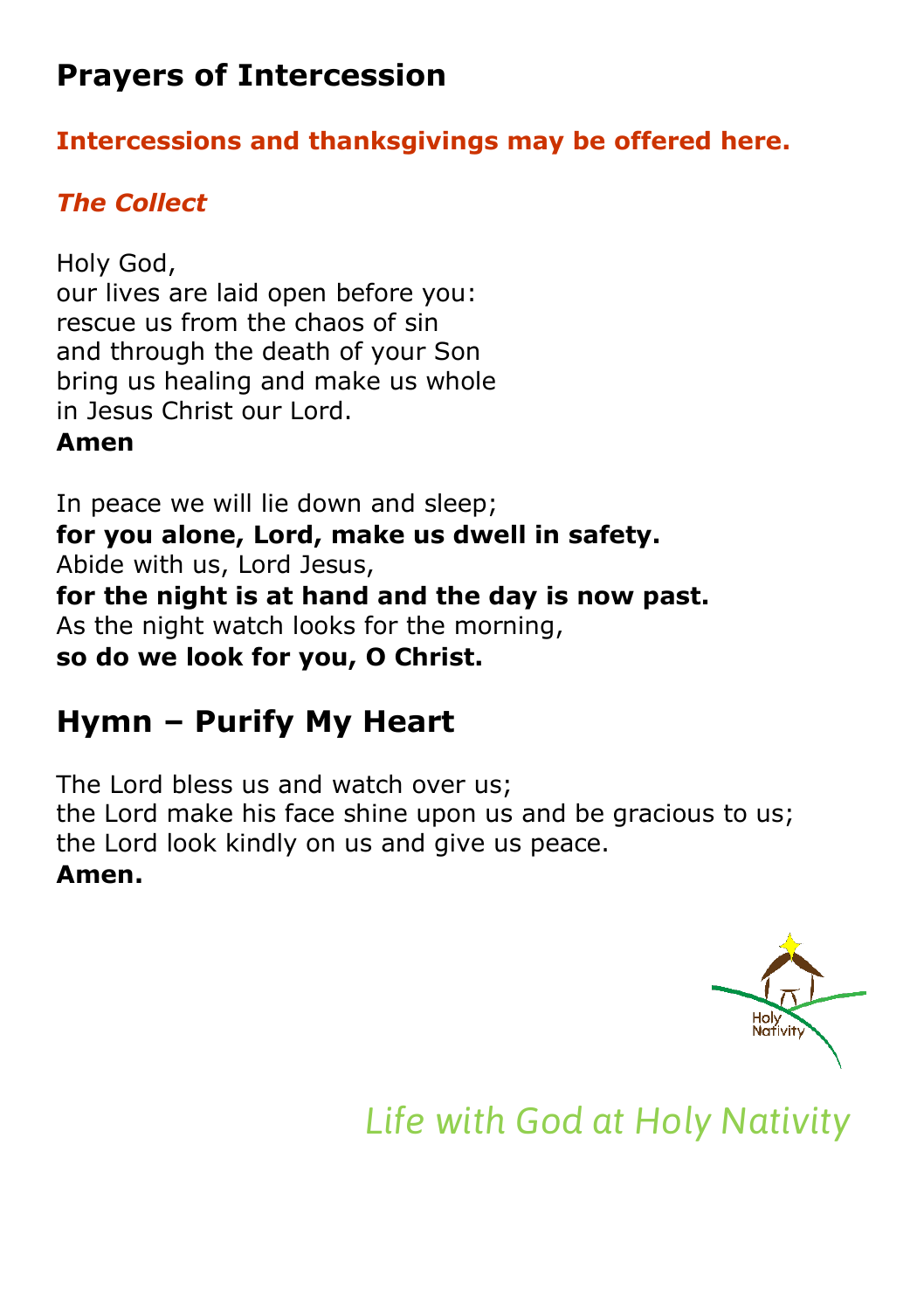## Prayers of Intercession

**Intercessions and thanksgivings may be offered here.**

***The Collect***

Holy God,
our lives are laid open before you:
rescue us from the chaos of sin
and through the death of your Son
bring us healing and make us whole
in Jesus Christ our Lord.
**Amen**

In peace we will lie down and sleep;
**for you alone, Lord, make us dwell in safety.**
Abide with us, Lord Jesus,
**for the night is at hand and the day is now past.**
As the night watch looks for the morning,
**so do we look for you, O Christ.**

## Hymn – Purify My Heart

The Lord bless us and watch over us;
the Lord make his face shine upon us and be gracious to us;
the Lord look kindly on us and give us peace.
**Amen.**

Holy Nativity

*Life with God at Holy Nativity*